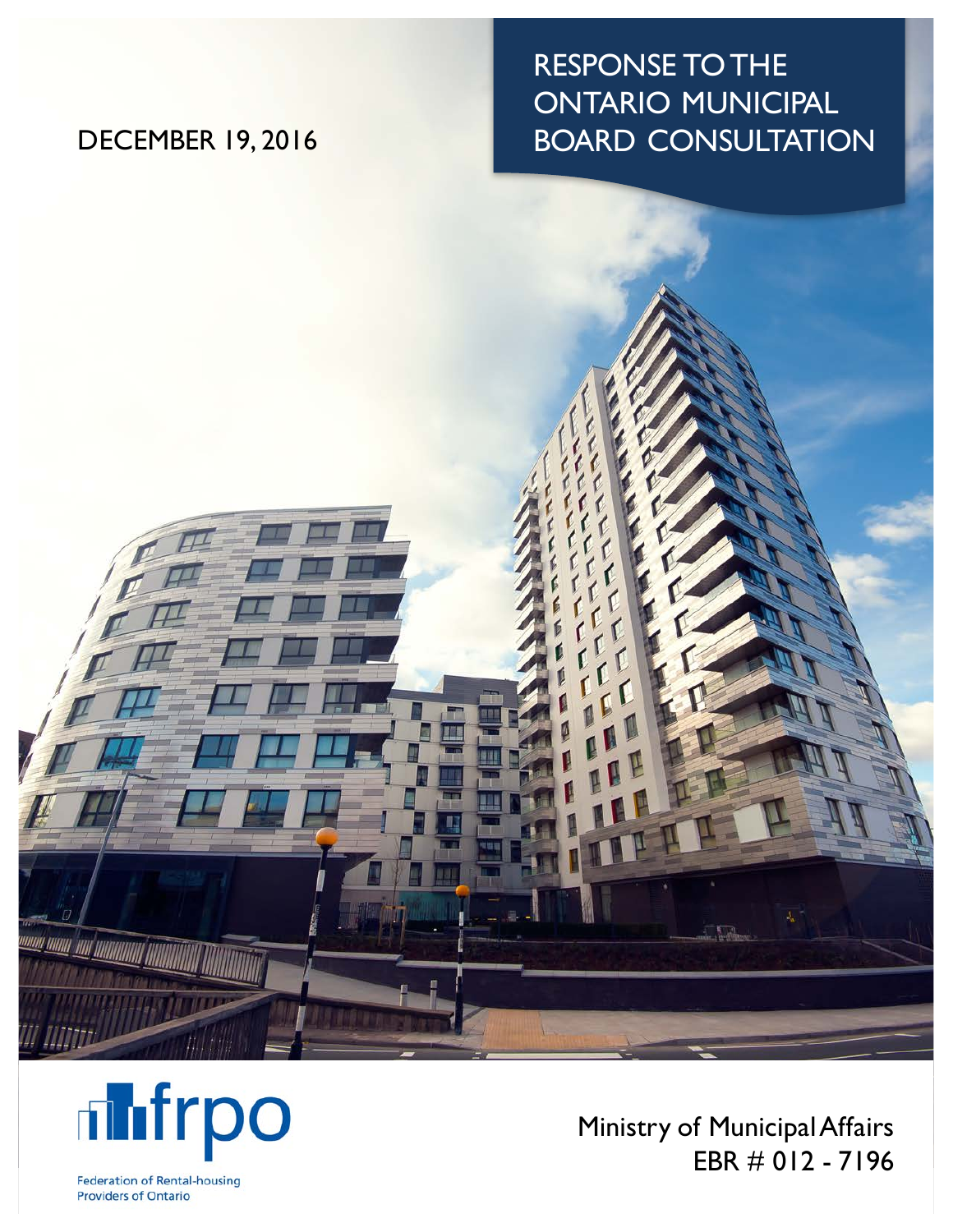DECEMBER 19, 2016

# RESPONSE TO THE ONTARIO MUNICIPAL BOARD CONSULTATION

frpo

Federation of Rental-housing Providers of Ontario

Ministry of Municipal Affairs
EBR # 012 - 7196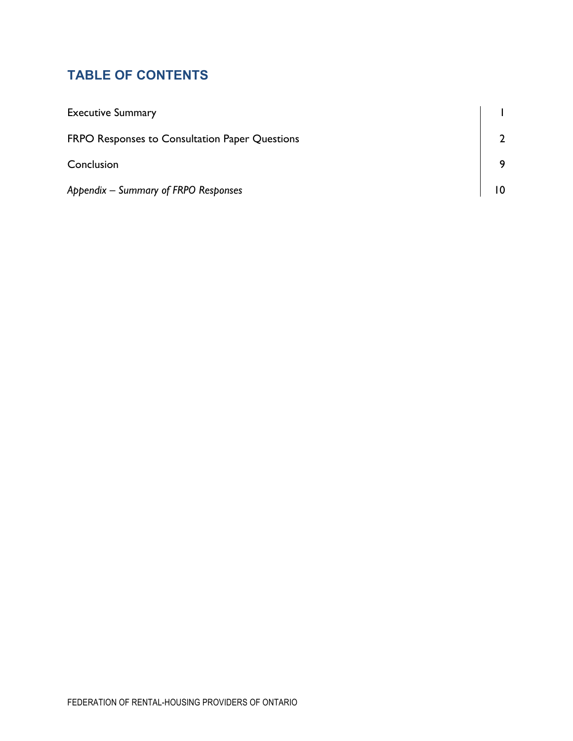## TABLE OF CONTENTS

| | |
|---|---|
| Executive Summary | 1 |
| FRPO Responses to Consultation Paper Questions | 2 |
| Conclusion | 9 |
| *Appendix – Summary of FRPO Responses* | 10 |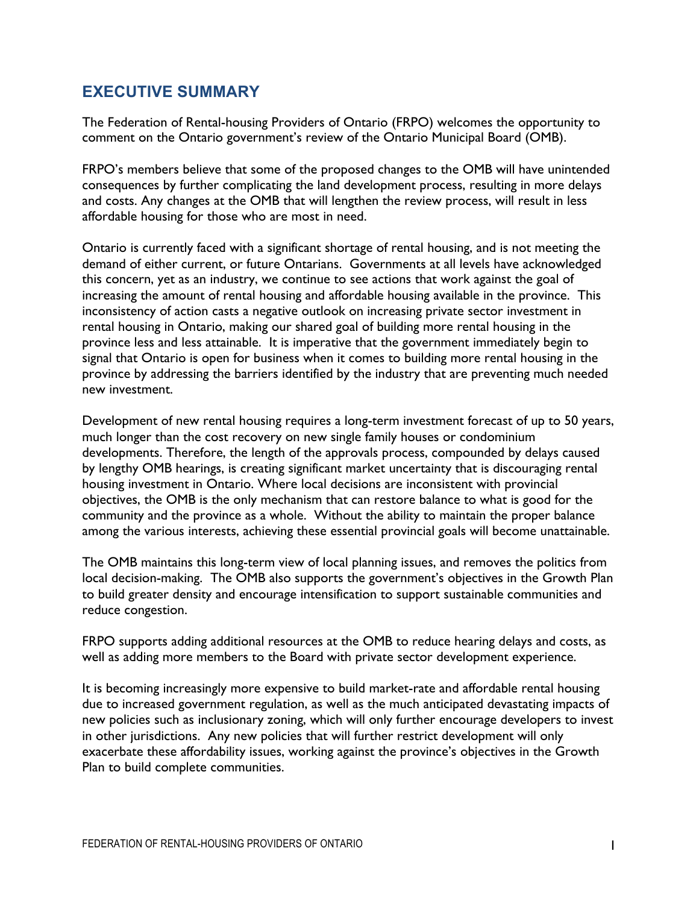## EXECUTIVE SUMMARY

The Federation of Rental-housing Providers of Ontario (FRPO) welcomes the opportunity to comment on the Ontario government's review of the Ontario Municipal Board (OMB).

FRPO's members believe that some of the proposed changes to the OMB will have unintended consequences by further complicating the land development process, resulting in more delays and costs. Any changes at the OMB that will lengthen the review process, will result in less affordable housing for those who are most in need.

Ontario is currently faced with a significant shortage of rental housing, and is not meeting the demand of either current, or future Ontarians. Governments at all levels have acknowledged this concern, yet as an industry, we continue to see actions that work against the goal of increasing the amount of rental housing and affordable housing available in the province. This inconsistency of action casts a negative outlook on increasing private sector investment in rental housing in Ontario, making our shared goal of building more rental housing in the province less and less attainable. It is imperative that the government immediately begin to signal that Ontario is open for business when it comes to building more rental housing in the province by addressing the barriers identified by the industry that are preventing much needed new investment.

Development of new rental housing requires a long-term investment forecast of up to 50 years, much longer than the cost recovery on new single family houses or condominium developments. Therefore, the length of the approvals process, compounded by delays caused by lengthy OMB hearings, is creating significant market uncertainty that is discouraging rental housing investment in Ontario. Where local decisions are inconsistent with provincial objectives, the OMB is the only mechanism that can restore balance to what is good for the community and the province as a whole. Without the ability to maintain the proper balance among the various interests, achieving these essential provincial goals will become unattainable.

The OMB maintains this long-term view of local planning issues, and removes the politics from local decision-making. The OMB also supports the government's objectives in the Growth Plan to build greater density and encourage intensification to support sustainable communities and reduce congestion.

FRPO supports adding additional resources at the OMB to reduce hearing delays and costs, as well as adding more members to the Board with private sector development experience.

It is becoming increasingly more expensive to build market-rate and affordable rental housing due to increased government regulation, as well as the much anticipated devastating impacts of new policies such as inclusionary zoning, which will only further encourage developers to invest in other jurisdictions. Any new policies that will further restrict development will only exacerbate these affordability issues, working against the province's objectives in the Growth Plan to build complete communities.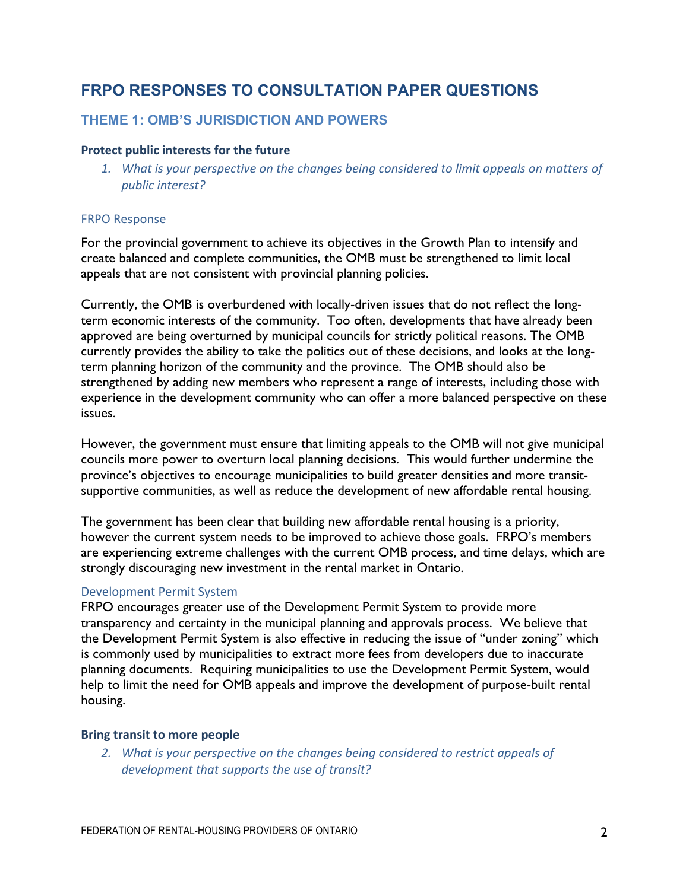# FRPO RESPONSES TO CONSULTATION PAPER QUESTIONS

## THEME 1: OMB'S JURISDICTION AND POWERS

### Protect public interests for the future

1. *What is your perspective on the changes being considered to limit appeals on matters of public interest?*

#### FRPO Response

For the provincial government to achieve its objectives in the Growth Plan to intensify and create balanced and complete communities, the OMB must be strengthened to limit local appeals that are not consistent with provincial planning policies.

Currently, the OMB is overburdened with locally-driven issues that do not reflect the long-term economic interests of the community. Too often, developments that have already been approved are being overturned by municipal councils for strictly political reasons. The OMB currently provides the ability to take the politics out of these decisions, and looks at the long-term planning horizon of the community and the province. The OMB should also be strengthened by adding new members who represent a range of interests, including those with experience in the development community who can offer a more balanced perspective on these issues.

However, the government must ensure that limiting appeals to the OMB will not give municipal councils more power to overturn local planning decisions. This would further undermine the province's objectives to encourage municipalities to build greater densities and more transit-supportive communities, as well as reduce the development of new affordable rental housing.

The government has been clear that building new affordable rental housing is a priority, however the current system needs to be improved to achieve those goals. FRPO's members are experiencing extreme challenges with the current OMB process, and time delays, which are strongly discouraging new investment in the rental market in Ontario.

#### Development Permit System

FRPO encourages greater use of the Development Permit System to provide more transparency and certainty in the municipal planning and approvals process. We believe that the Development Permit System is also effective in reducing the issue of "under zoning" which is commonly used by municipalities to extract more fees from developers due to inaccurate planning documents. Requiring municipalities to use the Development Permit System, would help to limit the need for OMB appeals and improve the development of purpose-built rental housing.

### Bring transit to more people

2. *What is your perspective on the changes being considered to restrict appeals of development that supports the use of transit?*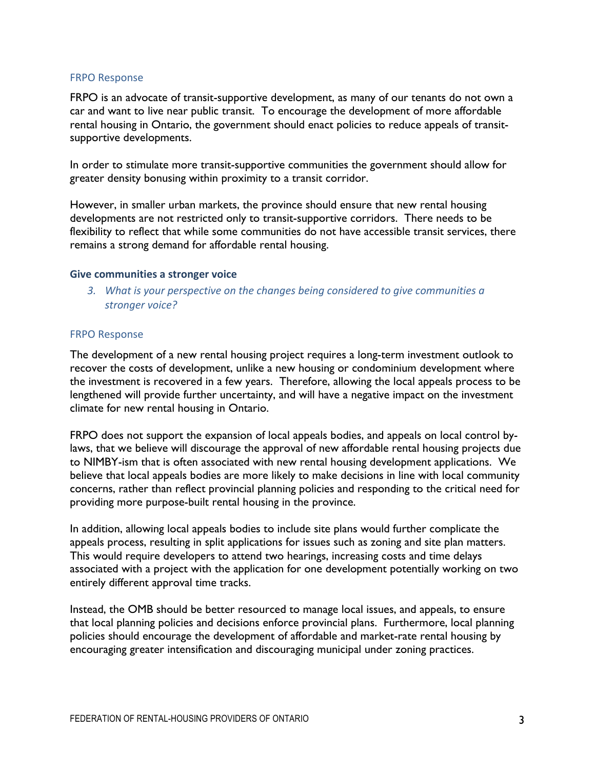### FRPO Response

FRPO is an advocate of transit-supportive development, as many of our tenants do not own a car and want to live near public transit. To encourage the development of more affordable rental housing in Ontario, the government should enact policies to reduce appeals of transit-supportive developments.

In order to stimulate more transit-supportive communities the government should allow for greater density bonusing within proximity to a transit corridor.

However, in smaller urban markets, the province should ensure that new rental housing developments are not restricted only to transit-supportive corridors. There needs to be flexibility to reflect that while some communities do not have accessible transit services, there remains a strong demand for affordable rental housing.

## Give communities a stronger voice

3. *What is your perspective on the changes being considered to give communities a stronger voice?*

### FRPO Response

The development of a new rental housing project requires a long-term investment outlook to recover the costs of development, unlike a new housing or condominium development where the investment is recovered in a few years. Therefore, allowing the local appeals process to be lengthened will provide further uncertainty, and will have a negative impact on the investment climate for new rental housing in Ontario.

FRPO does not support the expansion of local appeals bodies, and appeals on local control by-laws, that we believe will discourage the approval of new affordable rental housing projects due to NIMBY-ism that is often associated with new rental housing development applications. We believe that local appeals bodies are more likely to make decisions in line with local community concerns, rather than reflect provincial planning policies and responding to the critical need for providing more purpose-built rental housing in the province.

In addition, allowing local appeals bodies to include site plans would further complicate the appeals process, resulting in split applications for issues such as zoning and site plan matters. This would require developers to attend two hearings, increasing costs and time delays associated with a project with the application for one development potentially working on two entirely different approval time tracks.

Instead, the OMB should be better resourced to manage local issues, and appeals, to ensure that local planning policies and decisions enforce provincial plans. Furthermore, local planning policies should encourage the development of affordable and market-rate rental housing by encouraging greater intensification and discouraging municipal under zoning practices.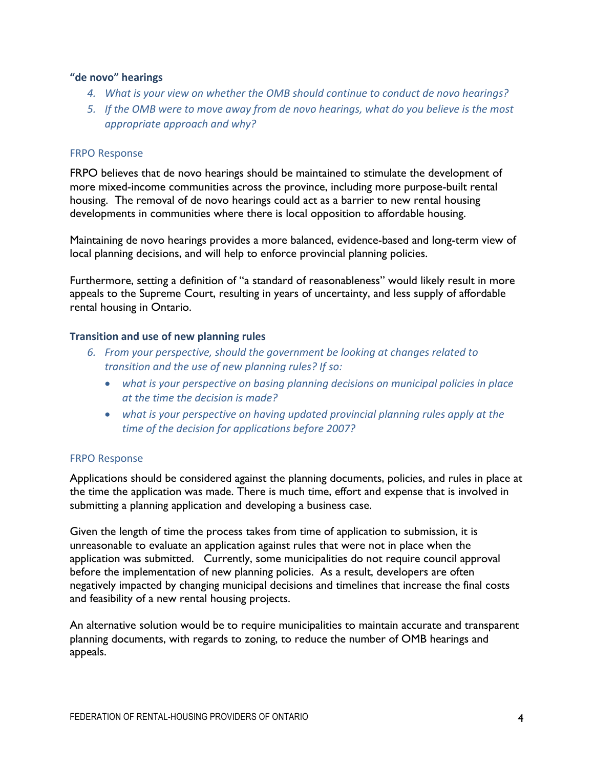### “de novo” hearings

4. *What is your view on whether the OMB should continue to conduct de novo hearings?*
5. *If the OMB were to move away from de novo hearings, what do you believe is the most appropriate approach and why?*

#### FRPO Response

FRPO believes that de novo hearings should be maintained to stimulate the development of more mixed-income communities across the province, including more purpose-built rental housing. The removal of de novo hearings could act as a barrier to new rental housing developments in communities where there is local opposition to affordable housing.

Maintaining de novo hearings provides a more balanced, evidence-based and long-term view of local planning decisions, and will help to enforce provincial planning policies.

Furthermore, setting a definition of “a standard of reasonableness” would likely result in more appeals to the Supreme Court, resulting in years of uncertainty, and less supply of affordable rental housing in Ontario.

### Transition and use of new planning rules

6. *From your perspective, should the government be looking at changes related to transition and the use of new planning rules? If so:*
   - *what is your perspective on basing planning decisions on municipal policies in place at the time the decision is made?*
   - *what is your perspective on having updated provincial planning rules apply at the time of the decision for applications before 2007?*

#### FRPO Response

Applications should be considered against the planning documents, policies, and rules in place at the time the application was made. There is much time, effort and expense that is involved in submitting a planning application and developing a business case.

Given the length of time the process takes from time of application to submission, it is unreasonable to evaluate an application against rules that were not in place when the application was submitted. Currently, some municipalities do not require council approval before the implementation of new planning policies. As a result, developers are often negatively impacted by changing municipal decisions and timelines that increase the final costs and feasibility of a new rental housing projects.

An alternative solution would be to require municipalities to maintain accurate and transparent planning documents, with regards to zoning, to reduce the number of OMB hearings and appeals.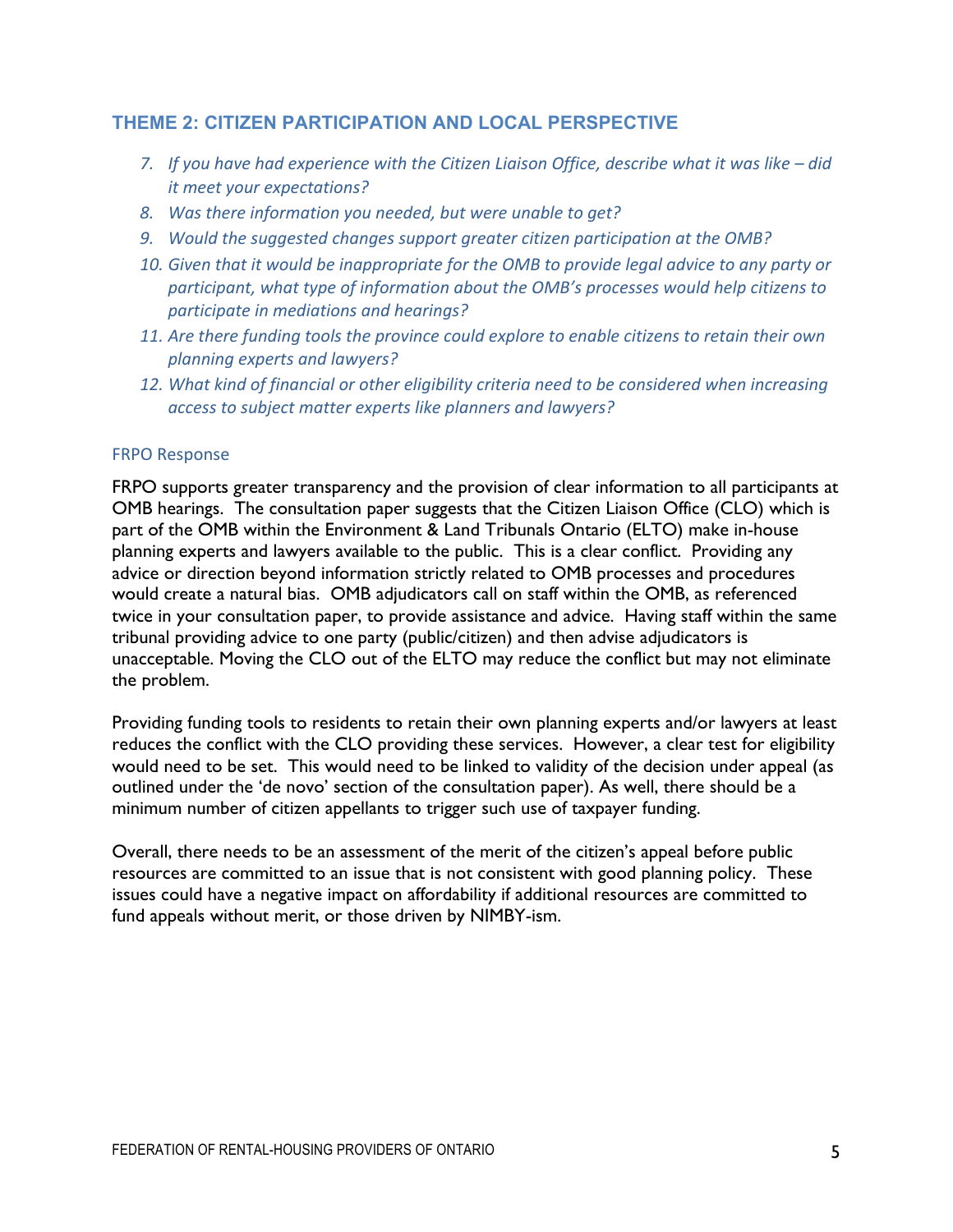## THEME 2: CITIZEN PARTICIPATION AND LOCAL PERSPECTIVE

7. *If you have had experience with the Citizen Liaison Office, describe what it was like – did it meet your expectations?*
8. *Was there information you needed, but were unable to get?*
9. *Would the suggested changes support greater citizen participation at the OMB?*
10. *Given that it would be inappropriate for the OMB to provide legal advice to any party or participant, what type of information about the OMB's processes would help citizens to participate in mediations and hearings?*
11. *Are there funding tools the province could explore to enable citizens to retain their own planning experts and lawyers?*
12. *What kind of financial or other eligibility criteria need to be considered when increasing access to subject matter experts like planners and lawyers?*

### FRPO Response

FRPO supports greater transparency and the provision of clear information to all participants at OMB hearings. The consultation paper suggests that the Citizen Liaison Office (CLO) which is part of the OMB within the Environment & Land Tribunals Ontario (ELTO) make in-house planning experts and lawyers available to the public. This is a clear conflict. Providing any advice or direction beyond information strictly related to OMB processes and procedures would create a natural bias. OMB adjudicators call on staff within the OMB, as referenced twice in your consultation paper, to provide assistance and advice. Having staff within the same tribunal providing advice to one party (public/citizen) and then advise adjudicators is unacceptable. Moving the CLO out of the ELTO may reduce the conflict but may not eliminate the problem.

Providing funding tools to residents to retain their own planning experts and/or lawyers at least reduces the conflict with the CLO providing these services. However, a clear test for eligibility would need to be set. This would need to be linked to validity of the decision under appeal (as outlined under the 'de novo' section of the consultation paper). As well, there should be a minimum number of citizen appellants to trigger such use of taxpayer funding.

Overall, there needs to be an assessment of the merit of the citizen's appeal before public resources are committed to an issue that is not consistent with good planning policy. These issues could have a negative impact on affordability if additional resources are committed to fund appeals without merit, or those driven by NIMBY-ism.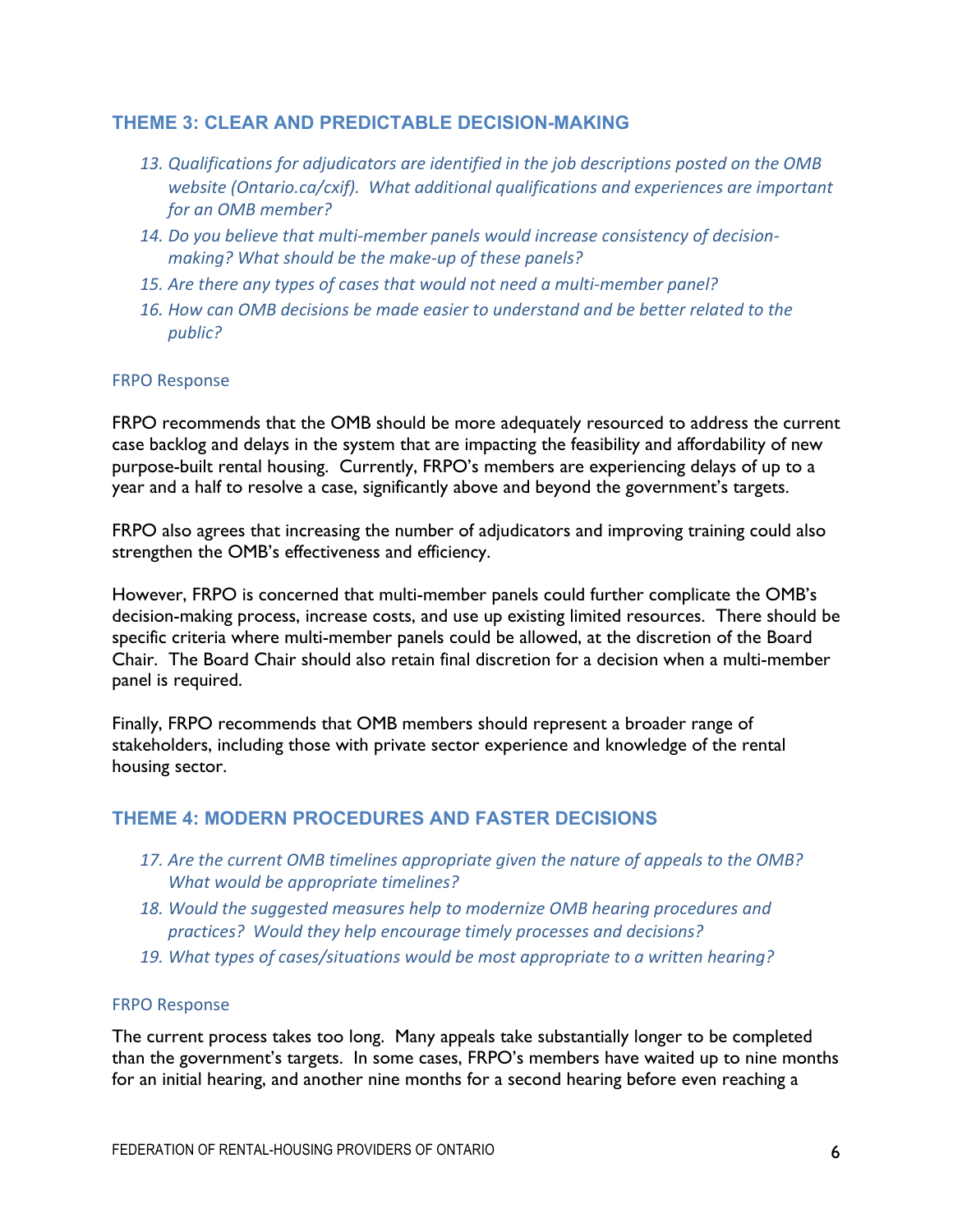## THEME 3: CLEAR AND PREDICTABLE DECISION-MAKING

13. *Qualifications for adjudicators are identified in the job descriptions posted on the OMB website (Ontario.ca/cxif). What additional qualifications and experiences are important for an OMB member?*
14. *Do you believe that multi-member panels would increase consistency of decision-making? What should be the make-up of these panels?*
15. *Are there any types of cases that would not need a multi-member panel?*
16. *How can OMB decisions be made easier to understand and be better related to the public?*

### FRPO Response

FRPO recommends that the OMB should be more adequately resourced to address the current case backlog and delays in the system that are impacting the feasibility and affordability of new purpose-built rental housing. Currently, FRPO's members are experiencing delays of up to a year and a half to resolve a case, significantly above and beyond the government's targets.

FRPO also agrees that increasing the number of adjudicators and improving training could also strengthen the OMB's effectiveness and efficiency.

However, FRPO is concerned that multi-member panels could further complicate the OMB's decision-making process, increase costs, and use up existing limited resources. There should be specific criteria where multi-member panels could be allowed, at the discretion of the Board Chair. The Board Chair should also retain final discretion for a decision when a multi-member panel is required.

Finally, FRPO recommends that OMB members should represent a broader range of stakeholders, including those with private sector experience and knowledge of the rental housing sector.

## THEME 4: MODERN PROCEDURES AND FASTER DECISIONS

17. *Are the current OMB timelines appropriate given the nature of appeals to the OMB? What would be appropriate timelines?*
18. *Would the suggested measures help to modernize OMB hearing procedures and practices? Would they help encourage timely processes and decisions?*
19. *What types of cases/situations would be most appropriate to a written hearing?*

### FRPO Response

The current process takes too long. Many appeals take substantially longer to be completed than the government's targets. In some cases, FRPO's members have waited up to nine months for an initial hearing, and another nine months for a second hearing before even reaching a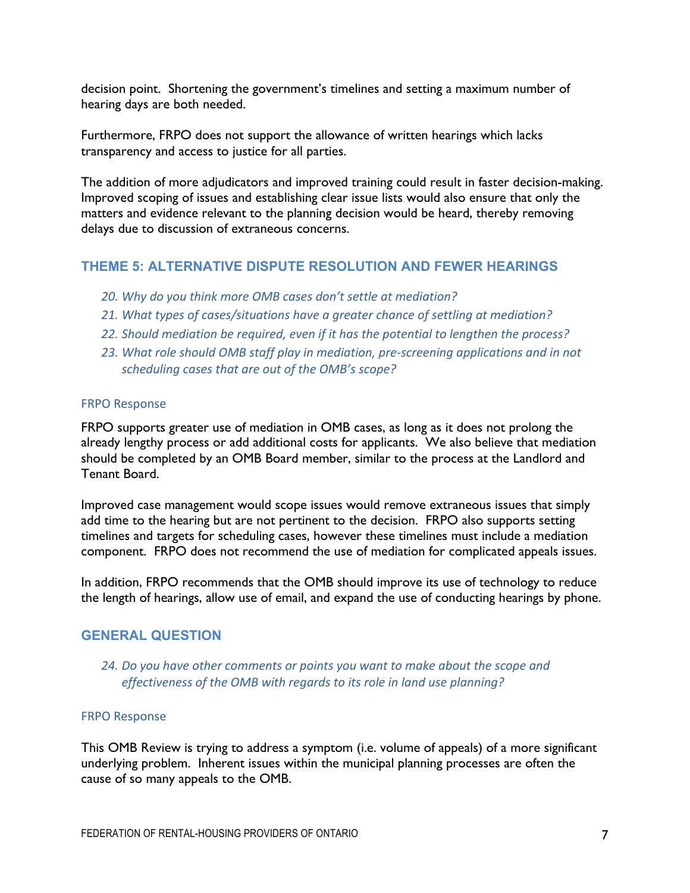decision point. Shortening the government's timelines and setting a maximum number of hearing days are both needed.

Furthermore, FRPO does not support the allowance of written hearings which lacks transparency and access to justice for all parties.

The addition of more adjudicators and improved training could result in faster decision-making. Improved scoping of issues and establishing clear issue lists would also ensure that only the matters and evidence relevant to the planning decision would be heard, thereby removing delays due to discussion of extraneous concerns.

## THEME 5: ALTERNATIVE DISPUTE RESOLUTION AND FEWER HEARINGS

20. *Why do you think more OMB cases don't settle at mediation?*
21. *What types of cases/situations have a greater chance of settling at mediation?*
22. *Should mediation be required, even if it has the potential to lengthen the process?*
23. *What role should OMB staff play in mediation, pre-screening applications and in not scheduling cases that are out of the OMB's scope?*

### FRPO Response

FRPO supports greater use of mediation in OMB cases, as long as it does not prolong the already lengthy process or add additional costs for applicants. We also believe that mediation should be completed by an OMB Board member, similar to the process at the Landlord and Tenant Board.

Improved case management would scope issues would remove extraneous issues that simply add time to the hearing but are not pertinent to the decision. FRPO also supports setting timelines and targets for scheduling cases, however these timelines must include a mediation component. FRPO does not recommend the use of mediation for complicated appeals issues.

In addition, FRPO recommends that the OMB should improve its use of technology to reduce the length of hearings, allow use of email, and expand the use of conducting hearings by phone.

## GENERAL QUESTION

24. *Do you have other comments or points you want to make about the scope and effectiveness of the OMB with regards to its role in land use planning?*

### FRPO Response

This OMB Review is trying to address a symptom (i.e. volume of appeals) of a more significant underlying problem. Inherent issues within the municipal planning processes are often the cause of so many appeals to the OMB.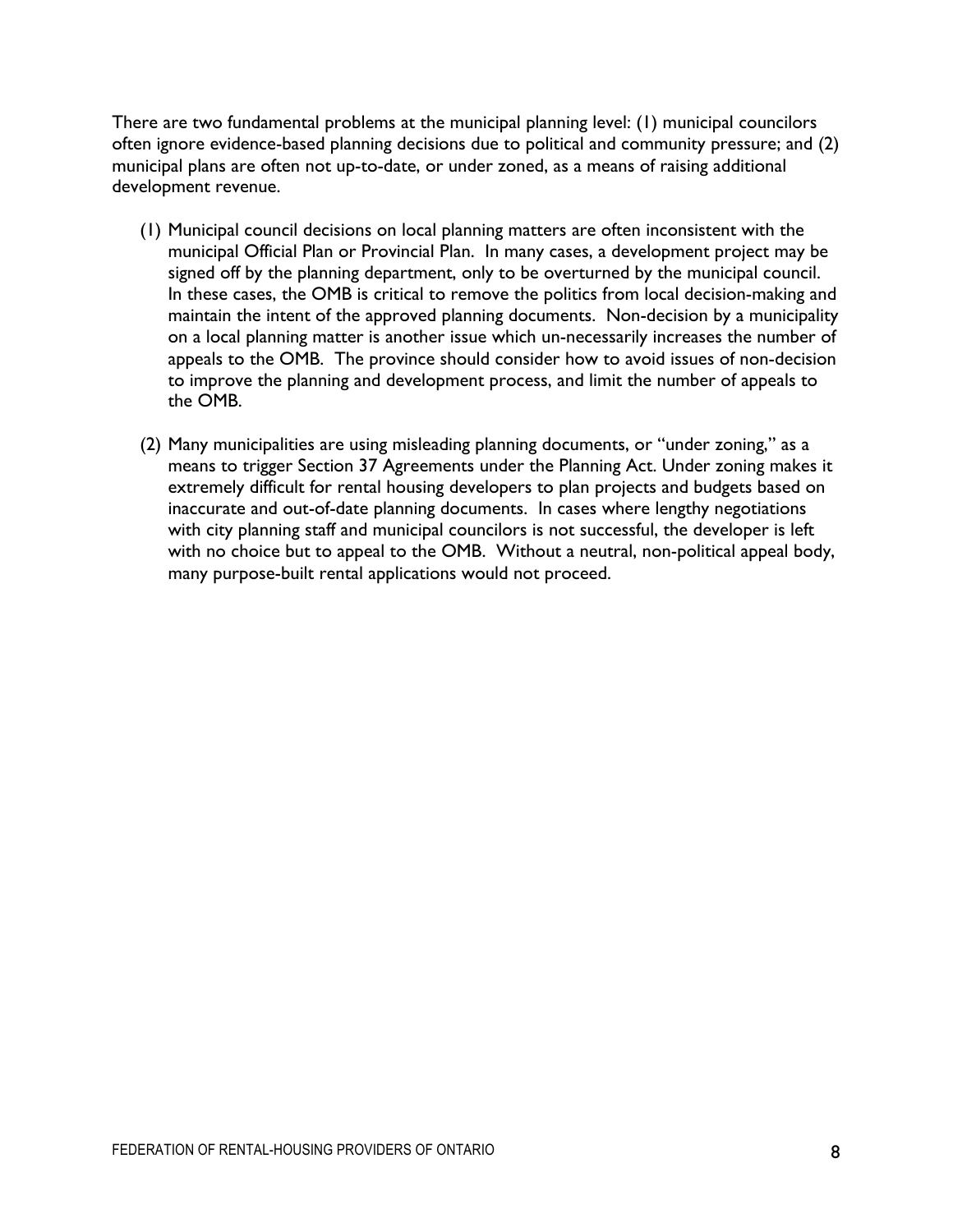There are two fundamental problems at the municipal planning level: (1) municipal councilors often ignore evidence-based planning decisions due to political and community pressure; and (2) municipal plans are often not up-to-date, or under zoned, as a means of raising additional development revenue.

(1) Municipal council decisions on local planning matters are often inconsistent with the municipal Official Plan or Provincial Plan. In many cases, a development project may be signed off by the planning department, only to be overturned by the municipal council. In these cases, the OMB is critical to remove the politics from local decision-making and maintain the intent of the approved planning documents. Non-decision by a municipality on a local planning matter is another issue which un-necessarily increases the number of appeals to the OMB. The province should consider how to avoid issues of non-decision to improve the planning and development process, and limit the number of appeals to the OMB.

(2) Many municipalities are using misleading planning documents, or "under zoning," as a means to trigger Section 37 Agreements under the Planning Act. Under zoning makes it extremely difficult for rental housing developers to plan projects and budgets based on inaccurate and out-of-date planning documents. In cases where lengthy negotiations with city planning staff and municipal councilors is not successful, the developer is left with no choice but to appeal to the OMB. Without a neutral, non-political appeal body, many purpose-built rental applications would not proceed.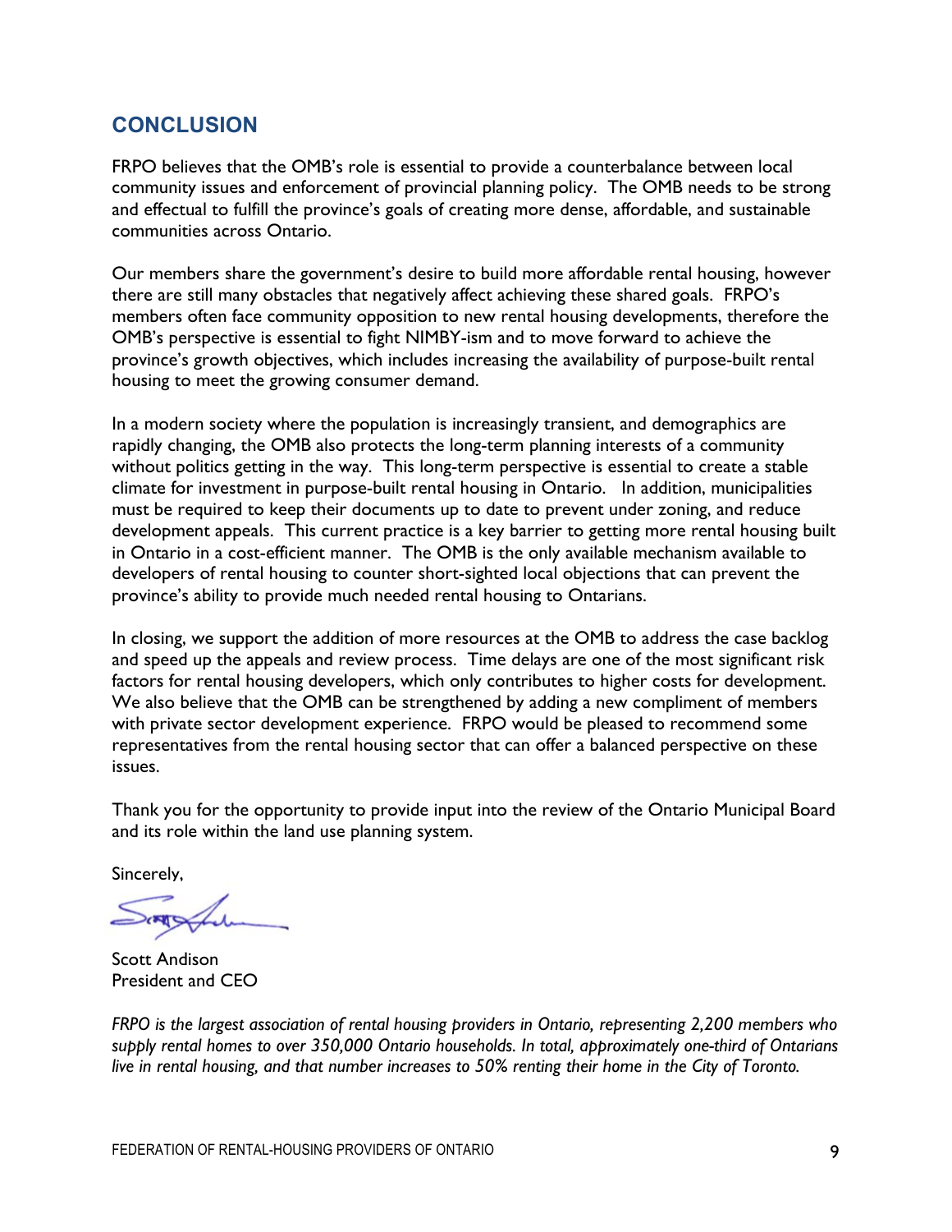## CONCLUSION

FRPO believes that the OMB's role is essential to provide a counterbalance between local community issues and enforcement of provincial planning policy. The OMB needs to be strong and effectual to fulfill the province's goals of creating more dense, affordable, and sustainable communities across Ontario.

Our members share the government's desire to build more affordable rental housing, however there are still many obstacles that negatively affect achieving these shared goals. FRPO's members often face community opposition to new rental housing developments, therefore the OMB's perspective is essential to fight NIMBY-ism and to move forward to achieve the province's growth objectives, which includes increasing the availability of purpose-built rental housing to meet the growing consumer demand.

In a modern society where the population is increasingly transient, and demographics are rapidly changing, the OMB also protects the long-term planning interests of a community without politics getting in the way. This long-term perspective is essential to create a stable climate for investment in purpose-built rental housing in Ontario. In addition, municipalities must be required to keep their documents up to date to prevent under zoning, and reduce development appeals. This current practice is a key barrier to getting more rental housing built in Ontario in a cost-efficient manner. The OMB is the only available mechanism available to developers of rental housing to counter short-sighted local objections that can prevent the province's ability to provide much needed rental housing to Ontarians.

In closing, we support the addition of more resources at the OMB to address the case backlog and speed up the appeals and review process. Time delays are one of the most significant risk factors for rental housing developers, which only contributes to higher costs for development. We also believe that the OMB can be strengthened by adding a new compliment of members with private sector development experience. FRPO would be pleased to recommend some representatives from the rental housing sector that can offer a balanced perspective on these issues.

Thank you for the opportunity to provide input into the review of the Ontario Municipal Board and its role within the land use planning system.

Sincerely,

Scott Andison
President and CEO

*FRPO is the largest association of rental housing providers in Ontario, representing 2,200 members who supply rental homes to over 350,000 Ontario households. In total, approximately one-third of Ontarians live in rental housing, and that number increases to 50% renting their home in the City of Toronto.*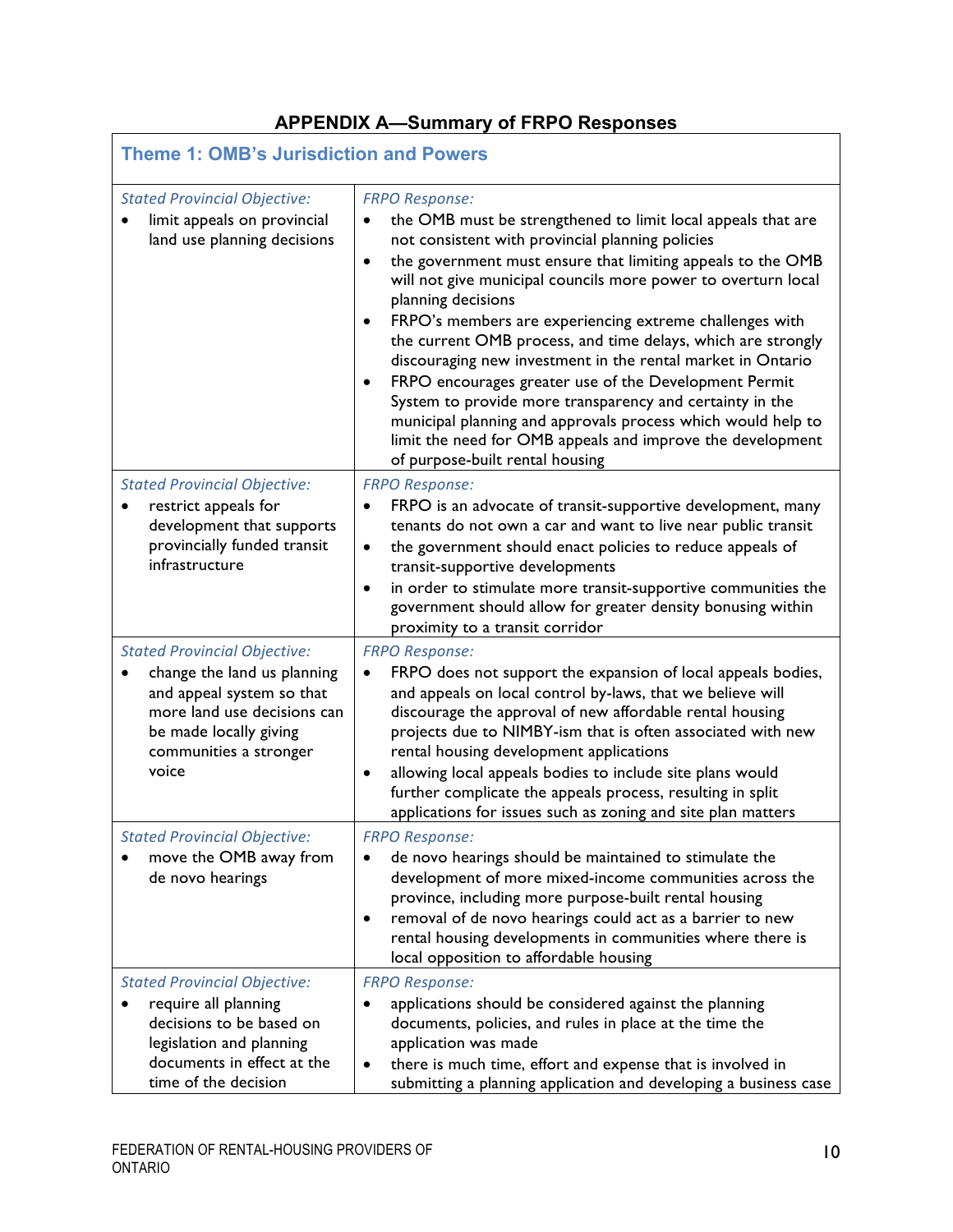## APPENDIX A—Summary of FRPO Responses

### Theme 1: OMB's Jurisdiction and Powers

| *Stated Provincial Objective:* | *FRPO Response:* |
|---|---|
| *Stated Provincial Objective:*<br>• limit appeals on provincial land use planning decisions | *FRPO Response:*<br>• the OMB must be strengthened to limit local appeals that are not consistent with provincial planning policies<br>• the government must ensure that limiting appeals to the OMB will not give municipal councils more power to overturn local planning decisions<br>• FRPO's members are experiencing extreme challenges with the current OMB process, and time delays, which are strongly discouraging new investment in the rental market in Ontario<br>• FRPO encourages greater use of the Development Permit System to provide more transparency and certainty in the municipal planning and approvals process which would help to limit the need for OMB appeals and improve the development of purpose-built rental housing |
| *Stated Provincial Objective:*<br>• restrict appeals for development that supports provincially funded transit infrastructure | *FRPO Response:*<br>• FRPO is an advocate of transit-supportive development, many tenants do not own a car and want to live near public transit<br>• the government should enact policies to reduce appeals of transit-supportive developments<br>• in order to stimulate more transit-supportive communities the government should allow for greater density bonusing within proximity to a transit corridor |
| *Stated Provincial Objective:*<br>• change the land us planning and appeal system so that more land use decisions can be made locally giving communities a stronger voice | *FRPO Response:*<br>• FRPO does not support the expansion of local appeals bodies, and appeals on local control by-laws, that we believe will discourage the approval of new affordable rental housing projects due to NIMBY-ism that is often associated with new rental housing development applications<br>• allowing local appeals bodies to include site plans would further complicate the appeals process, resulting in split applications for issues such as zoning and site plan matters |
| *Stated Provincial Objective:*<br>• move the OMB away from de novo hearings | *FRPO Response:*<br>• de novo hearings should be maintained to stimulate the development of more mixed-income communities across the province, including more purpose-built rental housing<br>• removal of de novo hearings could act as a barrier to new rental housing developments in communities where there is local opposition to affordable housing |
| *Stated Provincial Objective:*<br>• require all planning decisions to be based on legislation and planning documents in effect at the time of the decision | *FRPO Response:*<br>• applications should be considered against the planning documents, policies, and rules in place at the time the application was made<br>• there is much time, effort and expense that is involved in submitting a planning application and developing a business case |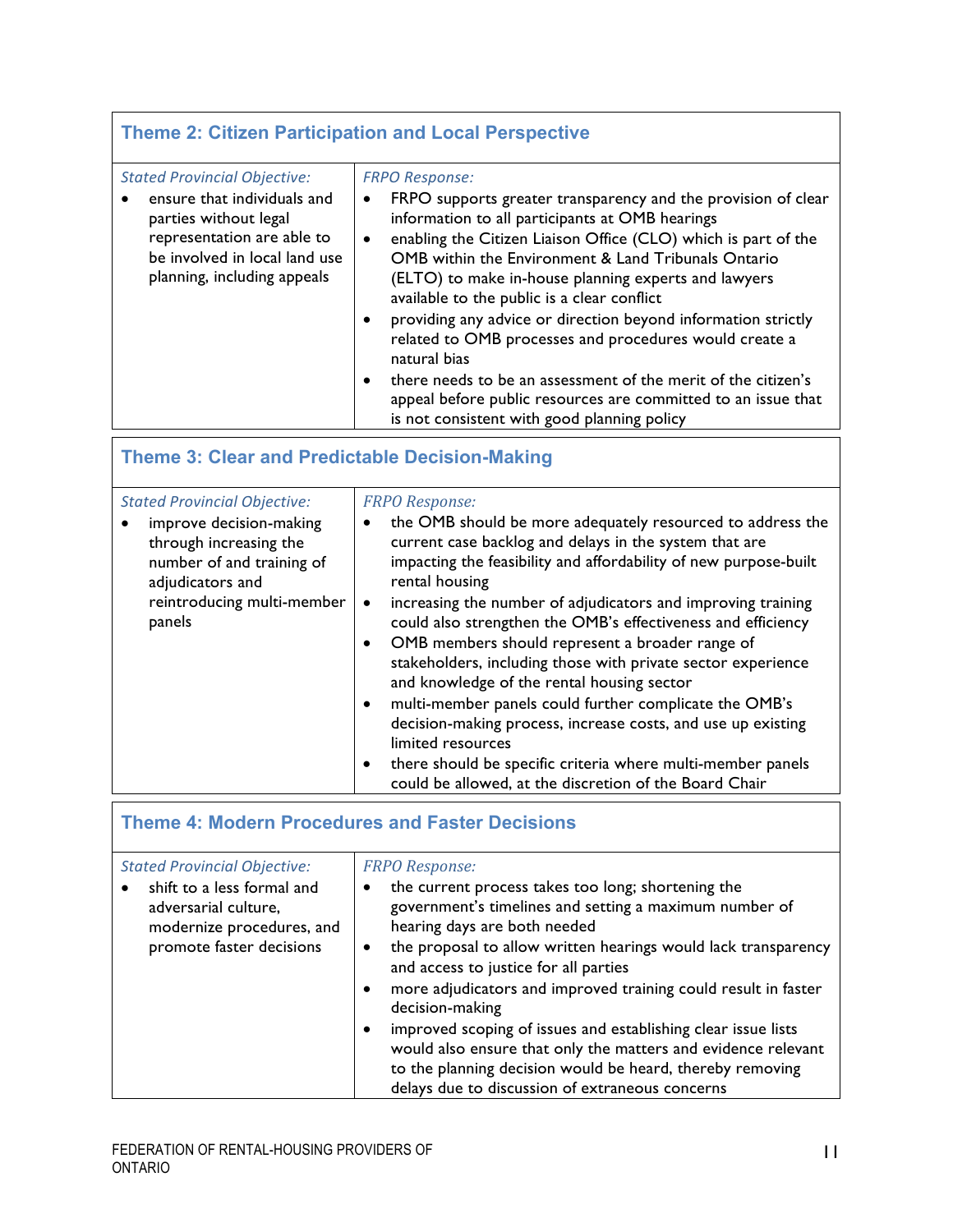| Theme 2: Citizen Participation and Local Perspective | |
|---|---|
| *Stated Provincial Objective:*<br>• ensure that individuals and parties without legal representation are able to be involved in local land use planning, including appeals | *FRPO Response:*<br>• FRPO supports greater transparency and the provision of clear information to all participants at OMB hearings<br>• enabling the Citizen Liaison Office (CLO) which is part of the OMB within the Environment & Land Tribunals Ontario (ELTO) to make in-house planning experts and lawyers available to the public is a clear conflict<br>• providing any advice or direction beyond information strictly related to OMB processes and procedures would create a natural bias<br>• there needs to be an assessment of the merit of the citizen's appeal before public resources are committed to an issue that is not consistent with good planning policy |

| Theme 3: Clear and Predictable Decision-Making | |
|---|---|
| *Stated Provincial Objective:*<br>• improve decision-making through increasing the number of and training of adjudicators and reintroducing multi-member panels | *FRPO Response:*<br>• the OMB should be more adequately resourced to address the current case backlog and delays in the system that are impacting the feasibility and affordability of new purpose-built rental housing<br>• increasing the number of adjudicators and improving training could also strengthen the OMB's effectiveness and efficiency<br>• OMB members should represent a broader range of stakeholders, including those with private sector experience and knowledge of the rental housing sector<br>• multi-member panels could further complicate the OMB's decision-making process, increase costs, and use up existing limited resources<br>• there should be specific criteria where multi-member panels could be allowed, at the discretion of the Board Chair |

| Theme 4: Modern Procedures and Faster Decisions | |
|---|---|
| *Stated Provincial Objective:*<br>• shift to a less formal and adversarial culture, modernize procedures, and promote faster decisions | *FRPO Response:*<br>• the current process takes too long; shortening the government's timelines and setting a maximum number of hearing days are both needed<br>• the proposal to allow written hearings would lack transparency and access to justice for all parties<br>• more adjudicators and improved training could result in faster decision-making<br>• improved scoping of issues and establishing clear issue lists would also ensure that only the matters and evidence relevant to the planning decision would be heard, thereby removing delays due to discussion of extraneous concerns |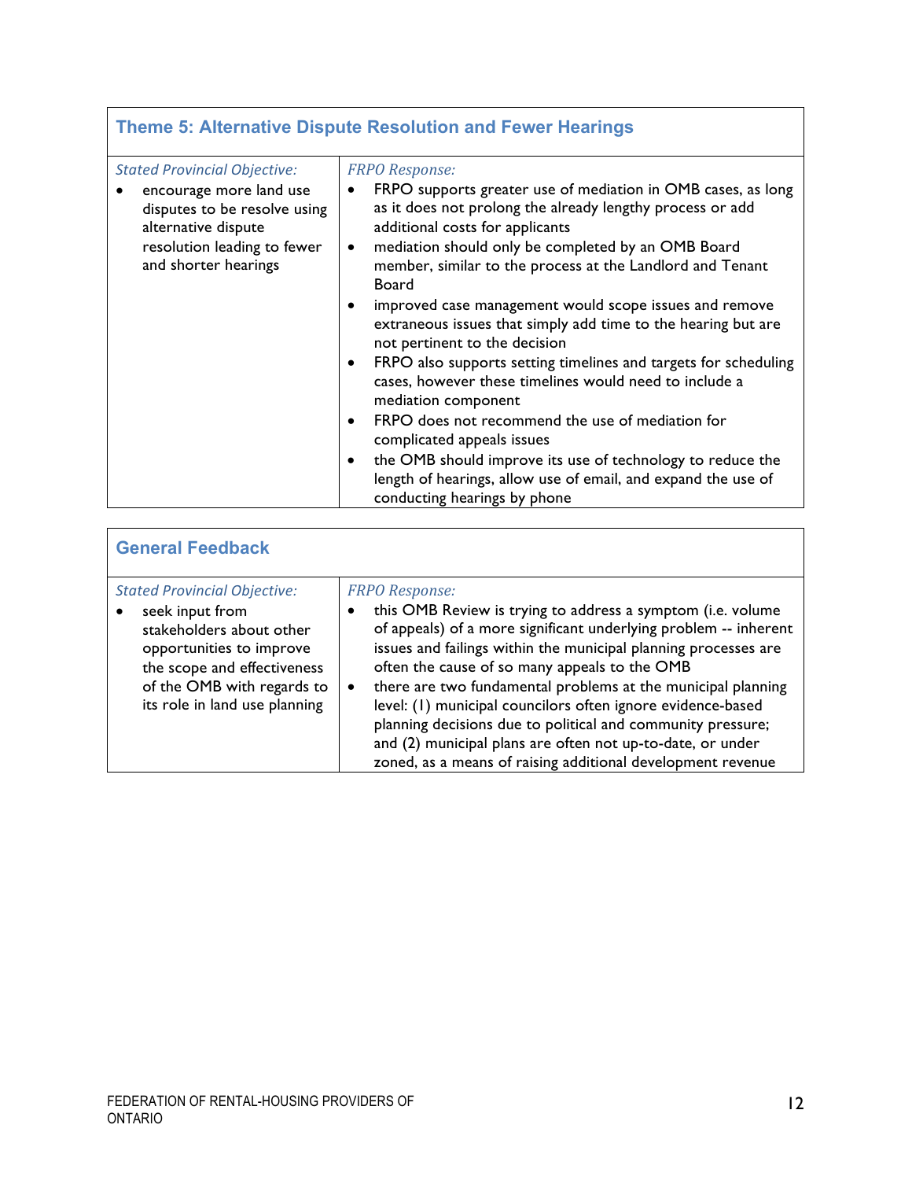## Theme 5: Alternative Dispute Resolution and Fewer Hearings

| *Stated Provincial Objective:* | *FRPO Response:* |
| --- | --- |
| • encourage more land use disputes to be resolve using alternative dispute resolution leading to fewer and shorter hearings | • FRPO supports greater use of mediation in OMB cases, as long as it does not prolong the already lengthy process or add additional costs for applicants<br>• mediation should only be completed by an OMB Board member, similar to the process at the Landlord and Tenant Board<br>• improved case management would scope issues and remove extraneous issues that simply add time to the hearing but are not pertinent to the decision<br>• FRPO also supports setting timelines and targets for scheduling cases, however these timelines would need to include a mediation component<br>• FRPO does not recommend the use of mediation for complicated appeals issues<br>• the OMB should improve its use of technology to reduce the length of hearings, allow use of email, and expand the use of conducting hearings by phone |

## General Feedback

| *Stated Provincial Objective:* | *FRPO Response:* |
| --- | --- |
| • seek input from stakeholders about other opportunities to improve the scope and effectiveness of the OMB with regards to its role in land use planning | • this OMB Review is trying to address a symptom (i.e. volume of appeals) of a more significant underlying problem -- inherent issues and failings within the municipal planning processes are often the cause of so many appeals to the OMB<br>• there are two fundamental problems at the municipal planning level: (1) municipal councilors often ignore evidence-based planning decisions due to political and community pressure; and (2) municipal plans are often not up-to-date, or under zoned, as a means of raising additional development revenue |